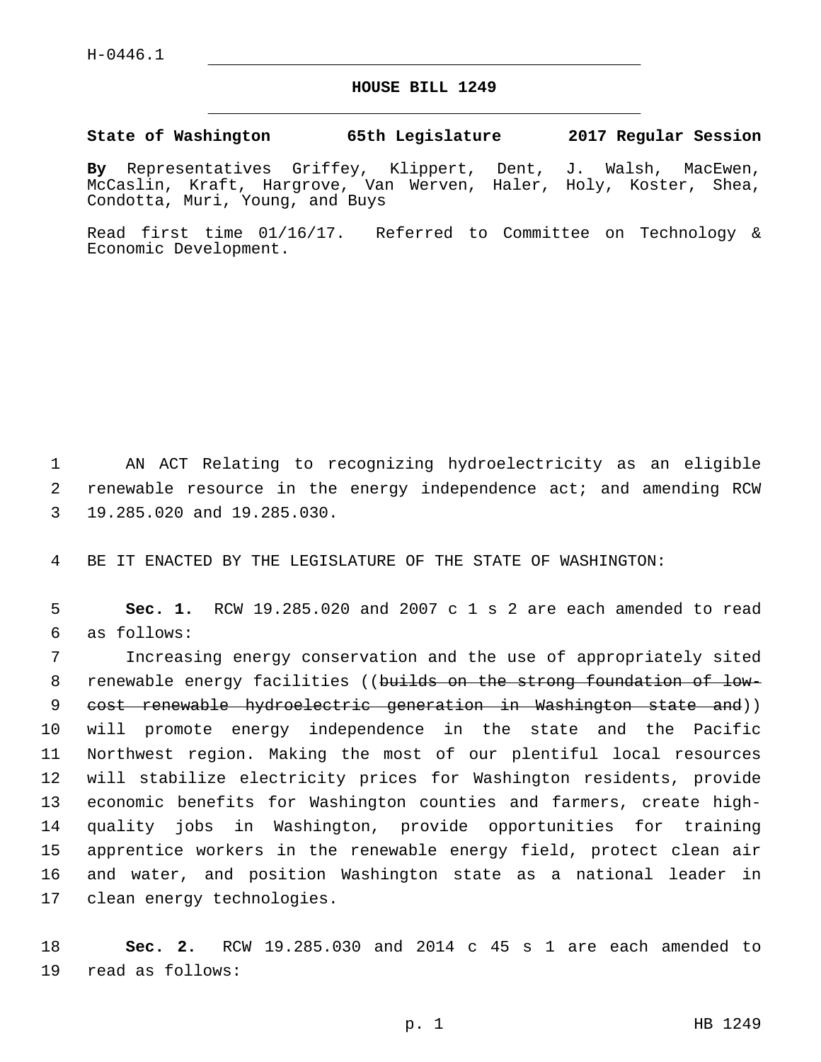H-0446.1

# HOUSE BILL 1249

**State of Washington 65th Legislature 2017 Regular Session**

**By** Representatives Griffey, Klippert, Dent, J. Walsh, MacEwen, McCaslin, Kraft, Hargrove, Van Werven, Haler, Holy, Koster, Shea, Condotta, Muri, Young, and Buys

Read first time 01/16/17. Referred to Committee on Technology & Economic Development.

AN ACT Relating to recognizing hydroelectricity as an eligible renewable resource in the energy independence act; and amending RCW 19.285.020 and 19.285.030.

BE IT ENACTED BY THE LEGISLATURE OF THE STATE OF WASHINGTON:

**Sec. 1.** RCW 19.285.020 and 2007 c 1 s 2 are each amended to read as follows:

Increasing energy conservation and the use of appropriately sited renewable energy facilities ((~~builds on the strong foundation of low-cost renewable hydroelectric generation in Washington state and~~)) will promote energy independence in the state and the Pacific Northwest region. Making the most of our plentiful local resources will stabilize electricity prices for Washington residents, provide economic benefits for Washington counties and farmers, create high-quality jobs in Washington, provide opportunities for training apprentice workers in the renewable energy field, protect clean air and water, and position Washington state as a national leader in clean energy technologies.

**Sec. 2.** RCW 19.285.030 and 2014 c 45 s 1 are each amended to read as follows: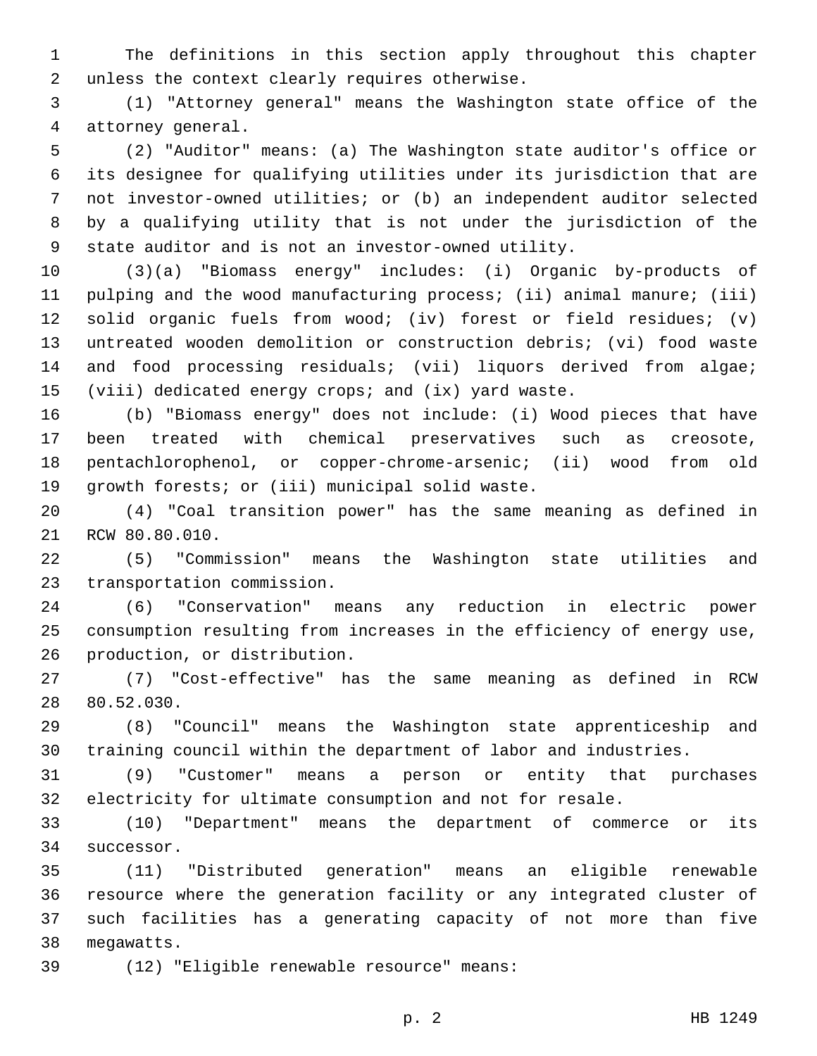The definitions in this section apply throughout this chapter unless the context clearly requires otherwise.

(1) "Attorney general" means the Washington state office of the attorney general.

(2) "Auditor" means: (a) The Washington state auditor's office or its designee for qualifying utilities under its jurisdiction that are not investor-owned utilities; or (b) an independent auditor selected by a qualifying utility that is not under the jurisdiction of the state auditor and is not an investor-owned utility.

(3)(a) "Biomass energy" includes: (i) Organic by-products of pulping and the wood manufacturing process; (ii) animal manure; (iii) solid organic fuels from wood; (iv) forest or field residues; (v) untreated wooden demolition or construction debris; (vi) food waste and food processing residuals; (vii) liquors derived from algae; (viii) dedicated energy crops; and (ix) yard waste.

(b) "Biomass energy" does not include: (i) Wood pieces that have been treated with chemical preservatives such as creosote, pentachlorophenol, or copper-chrome-arsenic; (ii) wood from old growth forests; or (iii) municipal solid waste.

(4) "Coal transition power" has the same meaning as defined in RCW 80.80.010.

(5) "Commission" means the Washington state utilities and transportation commission.

(6) "Conservation" means any reduction in electric power consumption resulting from increases in the efficiency of energy use, production, or distribution.

(7) "Cost-effective" has the same meaning as defined in RCW 80.52.030.

(8) "Council" means the Washington state apprenticeship and training council within the department of labor and industries.

(9) "Customer" means a person or entity that purchases electricity for ultimate consumption and not for resale.

(10) "Department" means the department of commerce or its successor.

(11) "Distributed generation" means an eligible renewable resource where the generation facility or any integrated cluster of such facilities has a generating capacity of not more than five megawatts.

(12) "Eligible renewable resource" means: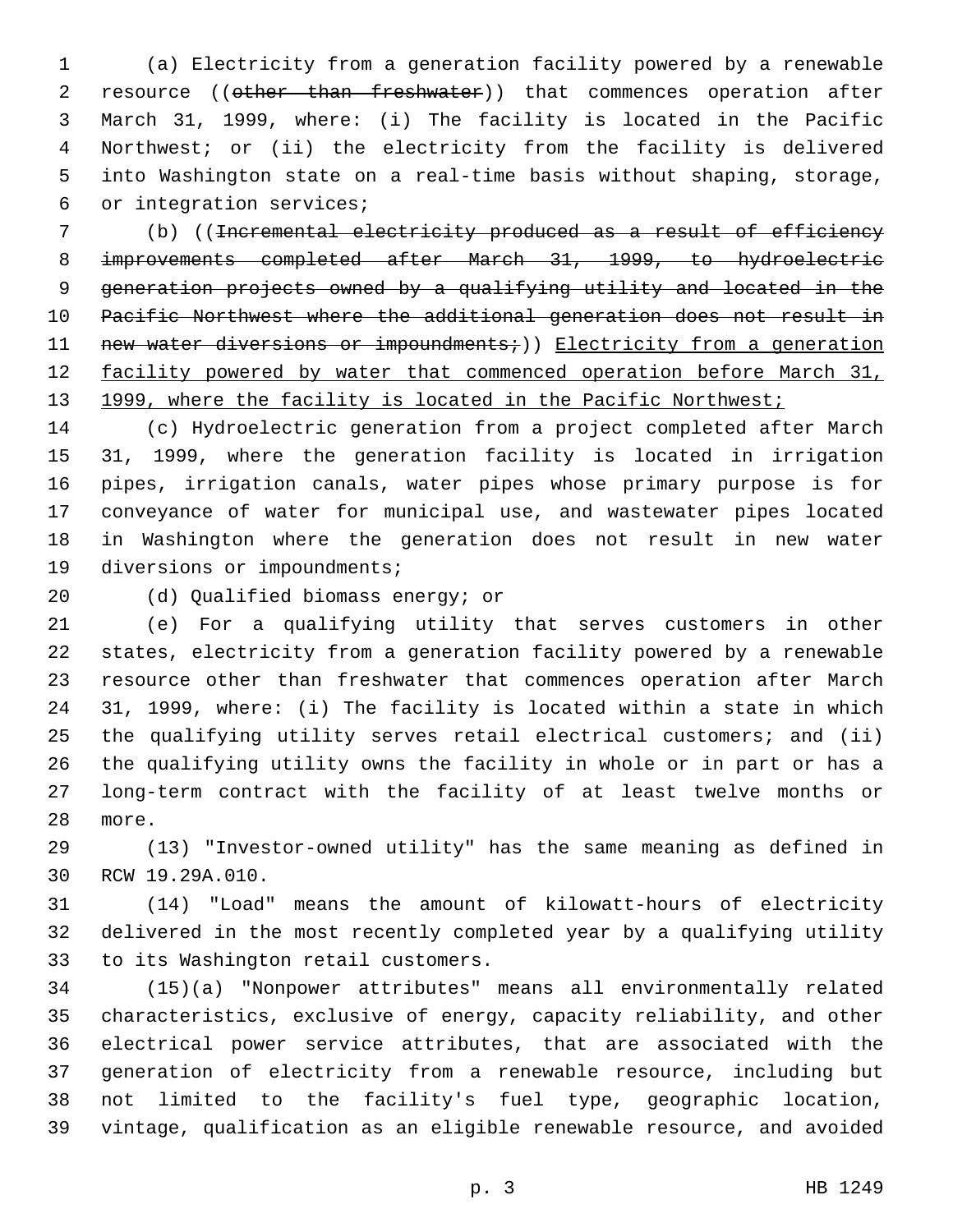(a) Electricity from a generation facility powered by a renewable resource ((~~other than freshwater~~)) that commences operation after March 31, 1999, where: (i) The facility is located in the Pacific Northwest; or (ii) the electricity from the facility is delivered into Washington state on a real-time basis without shaping, storage, or integration services;

(b) ((~~Incremental electricity produced as a result of efficiency improvements completed after March 31, 1999, to hydroelectric generation projects owned by a qualifying utility and located in the Pacific Northwest where the additional generation does not result in new water diversions or impoundments;~~)) <u>Electricity from a generation facility powered by water that commenced operation before March 31, 1999, where the facility is located in the Pacific Northwest;</u>

(c) Hydroelectric generation from a project completed after March 31, 1999, where the generation facility is located in irrigation pipes, irrigation canals, water pipes whose primary purpose is for conveyance of water for municipal use, and wastewater pipes located in Washington where the generation does not result in new water diversions or impoundments;

(d) Qualified biomass energy; or

(e) For a qualifying utility that serves customers in other states, electricity from a generation facility powered by a renewable resource other than freshwater that commences operation after March 31, 1999, where: (i) The facility is located within a state in which the qualifying utility serves retail electrical customers; and (ii) the qualifying utility owns the facility in whole or in part or has a long-term contract with the facility of at least twelve months or more.

(13) "Investor-owned utility" has the same meaning as defined in RCW 19.29A.010.

(14) "Load" means the amount of kilowatt-hours of electricity delivered in the most recently completed year by a qualifying utility to its Washington retail customers.

(15)(a) "Nonpower attributes" means all environmentally related characteristics, exclusive of energy, capacity reliability, and other electrical power service attributes, that are associated with the generation of electricity from a renewable resource, including but not limited to the facility's fuel type, geographic location, vintage, qualification as an eligible renewable resource, and avoided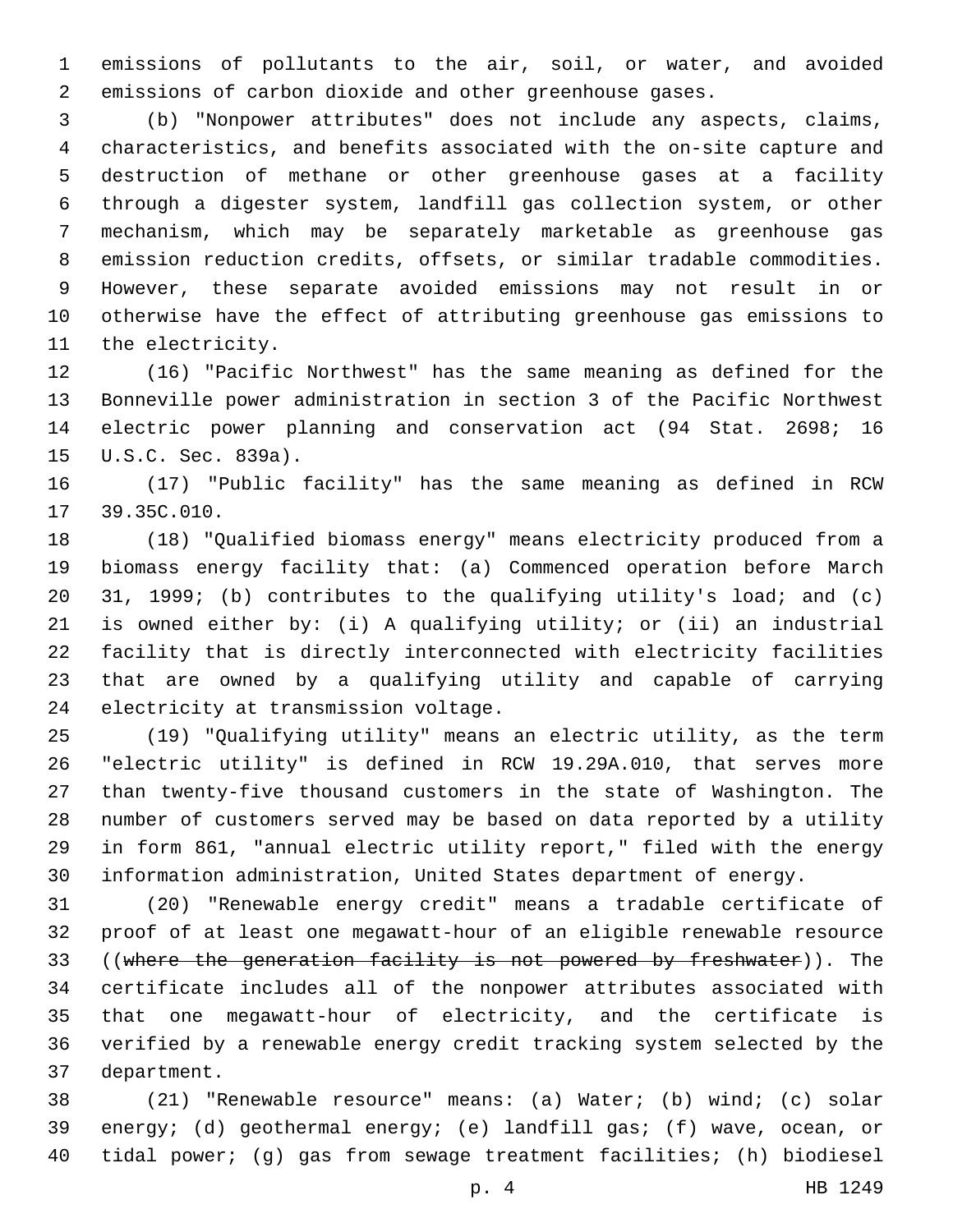emissions of pollutants to the air, soil, or water, and avoided emissions of carbon dioxide and other greenhouse gases.

(b) "Nonpower attributes" does not include any aspects, claims, characteristics, and benefits associated with the on-site capture and destruction of methane or other greenhouse gases at a facility through a digester system, landfill gas collection system, or other mechanism, which may be separately marketable as greenhouse gas emission reduction credits, offsets, or similar tradable commodities. However, these separate avoided emissions may not result in or otherwise have the effect of attributing greenhouse gas emissions to the electricity.

(16) "Pacific Northwest" has the same meaning as defined for the Bonneville power administration in section 3 of the Pacific Northwest electric power planning and conservation act (94 Stat. 2698; 16 U.S.C. Sec. 839a).

(17) "Public facility" has the same meaning as defined in RCW 39.35C.010.

(18) "Qualified biomass energy" means electricity produced from a biomass energy facility that: (a) Commenced operation before March 31, 1999; (b) contributes to the qualifying utility's load; and (c) is owned either by: (i) A qualifying utility; or (ii) an industrial facility that is directly interconnected with electricity facilities that are owned by a qualifying utility and capable of carrying electricity at transmission voltage.

(19) "Qualifying utility" means an electric utility, as the term "electric utility" is defined in RCW 19.29A.010, that serves more than twenty-five thousand customers in the state of Washington. The number of customers served may be based on data reported by a utility in form 861, "annual electric utility report," filed with the energy information administration, United States department of energy.

(20) "Renewable energy credit" means a tradable certificate of proof of at least one megawatt-hour of an eligible renewable resource ((~~where the generation facility is not powered by freshwater~~)). The certificate includes all of the nonpower attributes associated with that one megawatt-hour of electricity, and the certificate is verified by a renewable energy credit tracking system selected by the department.

(21) "Renewable resource" means: (a) Water; (b) wind; (c) solar energy; (d) geothermal energy; (e) landfill gas; (f) wave, ocean, or tidal power; (g) gas from sewage treatment facilities; (h) biodiesel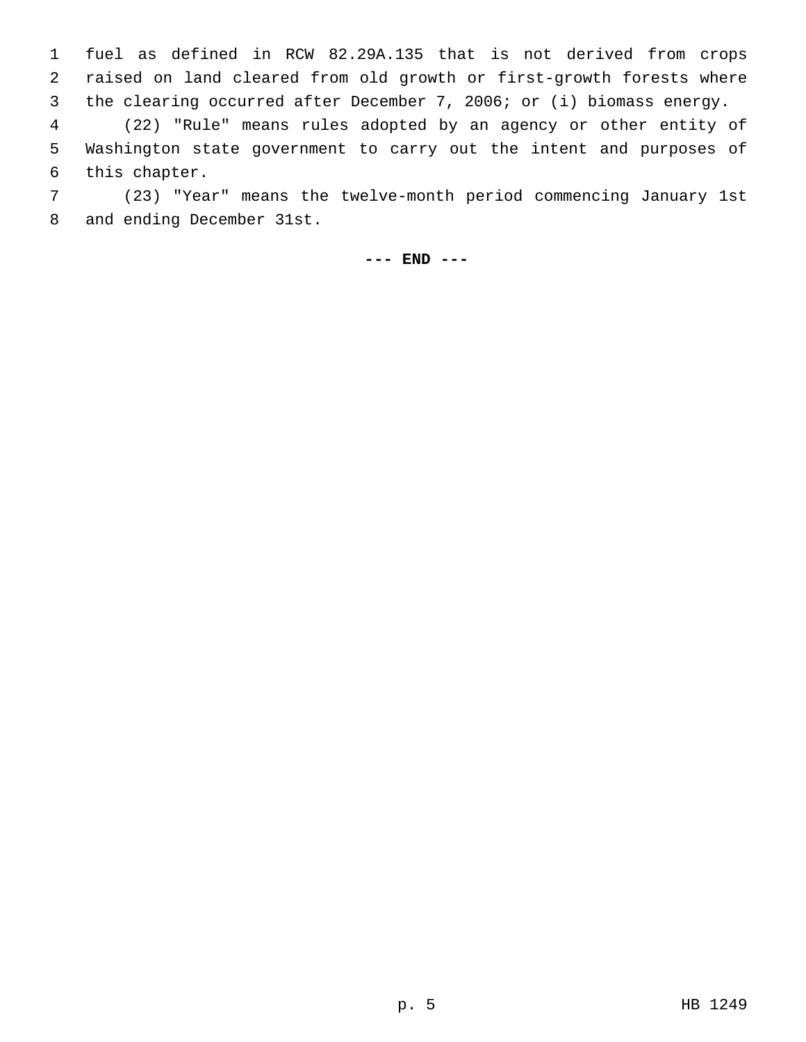fuel as defined in RCW 82.29A.135 that is not derived from crops raised on land cleared from old growth or first-growth forests where the clearing occurred after December 7, 2006; or (i) biomass energy.

(22) "Rule" means rules adopted by an agency or other entity of Washington state government to carry out the intent and purposes of this chapter.

(23) "Year" means the twelve-month period commencing January 1st and ending December 31st.

**--- END ---**